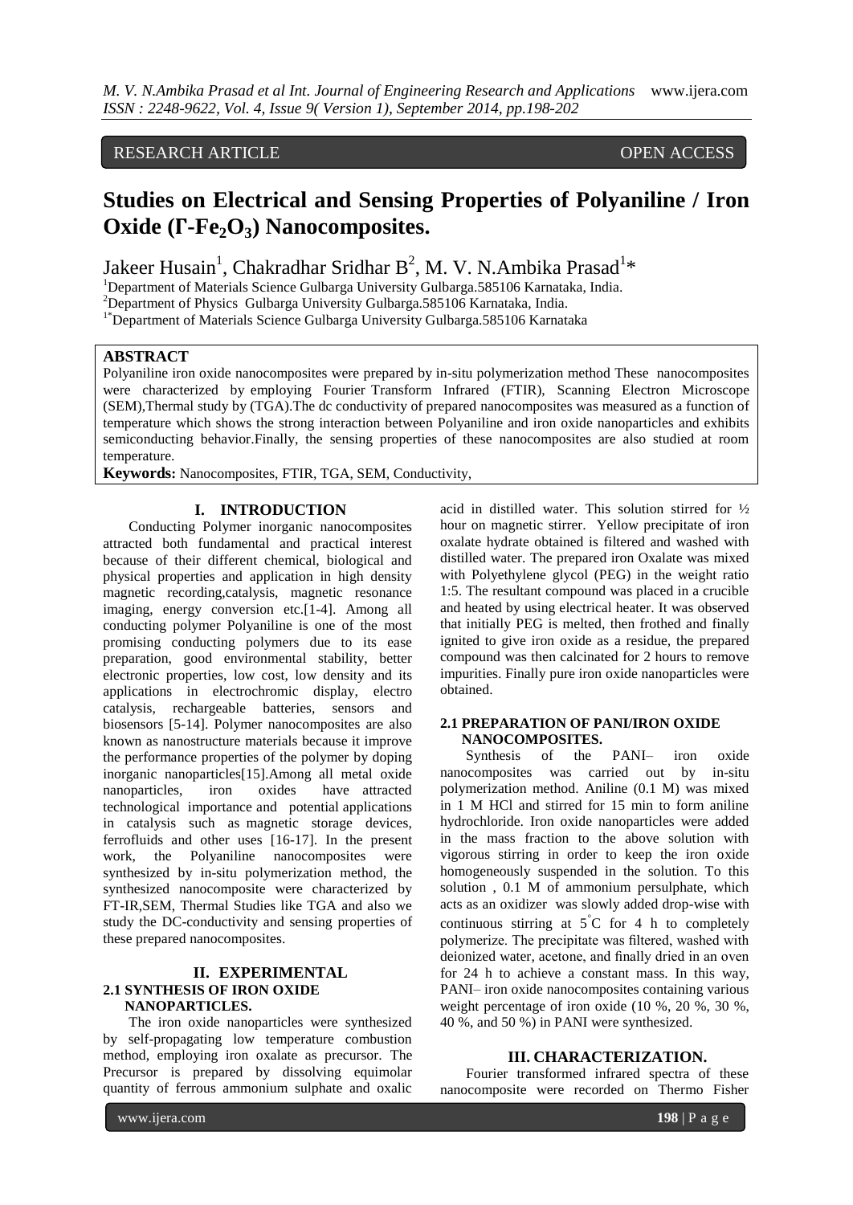RESEARCH ARTICLE OPEN ACCESS

# Studies on Electrical and Sensing Properties of Polyaniline / Iron Oxide (Γ-$Fe_2O_3$) Nanocomposites.

Jakeer Husain[1], Chakradhar Sridhar B[2], M. V. N.Ambika Prasad[1]*

[1]Department of Materials Science Gulbarga University Gulbarga.585106 Karnataka, India.
[2]Department of Physics Gulbarga University Gulbarga.585106 Karnataka, India.
[1*]Department of Materials Science Gulbarga University Gulbarga.585106 Karnataka

## ABSTRACT

Polyaniline iron oxide nanocomposites were prepared by in-situ polymerization method These nanocomposites were characterized by employing Fourier Transform Infrared (FTIR), Scanning Electron Microscope (SEM),Thermal study by (TGA).The dc conductivity of prepared nanocomposites was measured as a function of temperature which shows the strong interaction between Polyaniline and iron oxide nanoparticles and exhibits semiconducting behavior.Finally, the sensing properties of these nanocomposites are also studied at room temperature.

**Keywords:** Nanocomposites, FTIR, TGA, SEM, Conductivity,

## I. INTRODUCTION

Conducting Polymer inorganic nanocomposites attracted both fundamental and practical interest because of their different chemical, biological and physical properties and application in high density magnetic recording,catalysis, magnetic resonance imaging, energy conversion etc.[1-4]. Among all conducting polymer Polyaniline is one of the most promising conducting polymers due to its ease preparation, good environmental stability, better electronic properties, low cost, low density and its applications in electrochromic display, electro catalysis, rechargeable batteries, sensors and biosensors [5-14]. Polymer nanocomposites are also known as nanostructure materials because it improve the performance properties of the polymer by doping inorganic nanoparticles[15].Among all metal oxide nanoparticles, iron oxides have attracted technological importance and potential applications in catalysis such as magnetic storage devices, ferrofluids and other uses [16-17]. In the present work, the Polyaniline nanocomposites were synthesized by in-situ polymerization method, the synthesized nanocomposite were characterized by FT-IR,SEM, Thermal Studies like TGA and also we study the DC-conductivity and sensing properties of these prepared nanocomposites.

## II. EXPERIMENTAL

### 2.1 SYNTHESIS OF IRON OXIDE NANOPARTICLES.

The iron oxide nanoparticles were synthesized by self-propagating low temperature combustion method, employing iron oxalate as precursor. The Precursor is prepared by dissolving equimolar quantity of ferrous ammonium sulphate and oxalic acid in distilled water. This solution stirred for ½ hour on magnetic stirrer. Yellow precipitate of iron oxalate hydrate obtained is filtered and washed with distilled water. The prepared iron Oxalate was mixed with Polyethylene glycol (PEG) in the weight ratio 1:5. The resultant compound was placed in a crucible and heated by using electrical heater. It was observed that initially PEG is melted, then frothed and finally ignited to give iron oxide as a residue, the prepared compound was then calcinated for 2 hours to remove impurities. Finally pure iron oxide nanoparticles were obtained.

### 2.1 PREPARATION OF PANI/IRON OXIDE NANOCOMPOSITES.

Synthesis of the PANI– iron oxide nanocomposites was carried out by in-situ polymerization method. Aniline (0.1 M) was mixed in 1 M HCl and stirred for 15 min to form aniline hydrochloride. Iron oxide nanoparticles were added in the mass fraction to the above solution with vigorous stirring in order to keep the iron oxide homogeneously suspended in the solution. To this solution , 0.1 M of ammonium persulphate, which acts as an oxidizer was slowly added drop-wise with continuous stirring at 5°C for 4 h to completely polymerize. The precipitate was filtered, washed with deionized water, acetone, and finally dried in an oven for 24 h to achieve a constant mass. In this way, PANI– iron oxide nanocomposites containing various weight percentage of iron oxide (10 %, 20 %, 30 %, 40 %, and 50 %) in PANI were synthesized.

## III. CHARACTERIZATION.

Fourier transformed infrared spectra of these nanocomposite were recorded on Thermo Fisher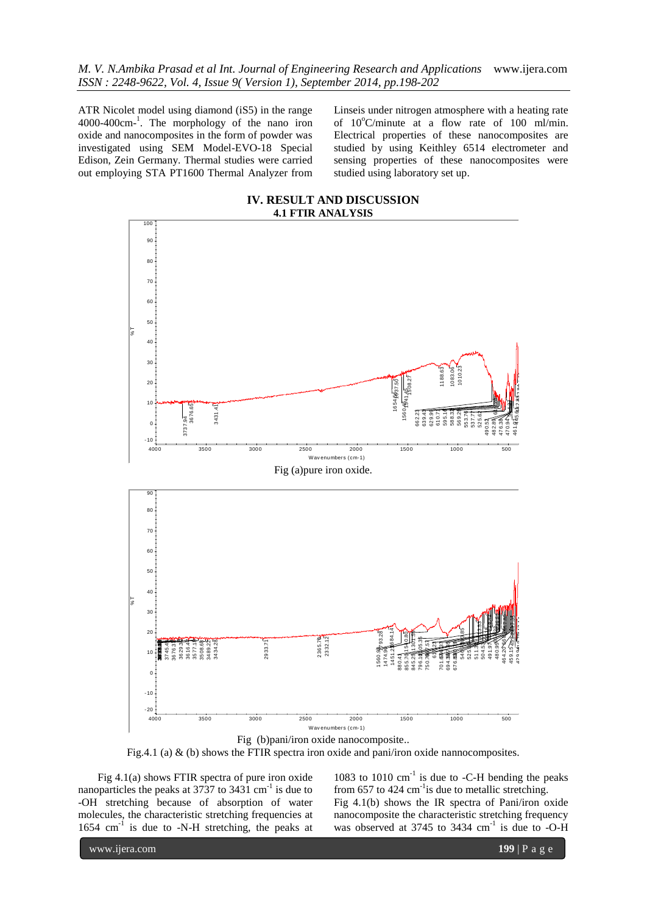ATR Nicolet model using diamond (iS5) in the range 4000-400cm-[1]. The morphology of the nano iron oxide and nanocomposites in the form of powder was investigated using SEM Model-EVO-18 Special Edison, Zein Germany. Thermal studies were carried out employing STA PT1600 Thermal Analyzer from Linseis under nitrogen atmosphere with a heating rate of $10^{o}$C/minute at a flow rate of 100 ml/min. Electrical properties of these nanocomposites are studied by using Keithley 6514 electrometer and sensing properties of these nanocomposites were studied using laboratory set up.

## IV. RESULT AND DISCUSSION

### 4.1 FTIR ANALYSIS

Fig (a)pure iron oxide.

Fig (b)pani/iron oxide nanocomposite..

Fig.4.1 (a) & (b) shows the FTIR spectra iron oxide and pani/iron oxide nannocomposites.

Fig 4.1(a) shows FTIR spectra of pure iron oxide nanoparticles the peaks at 3737 to 3431 $cm^{-1}$ is due to -OH stretching because of absorption of water molecules, the characteristic stretching frequencies at 1654 $cm^{-1}$ is due to -N-H stretching, the peaks at 1083 to 1010 $cm^{-1}$ is due to -C-H bending the peaks from 657 to 424 $cm^{-1}$is due to metallic stretching.

Fig 4.1(b) shows the IR spectra of Pani/iron oxide nanocomposite the characteristic stretching frequency was observed at 3745 to 3434 $cm^{-1}$ is due to -O-H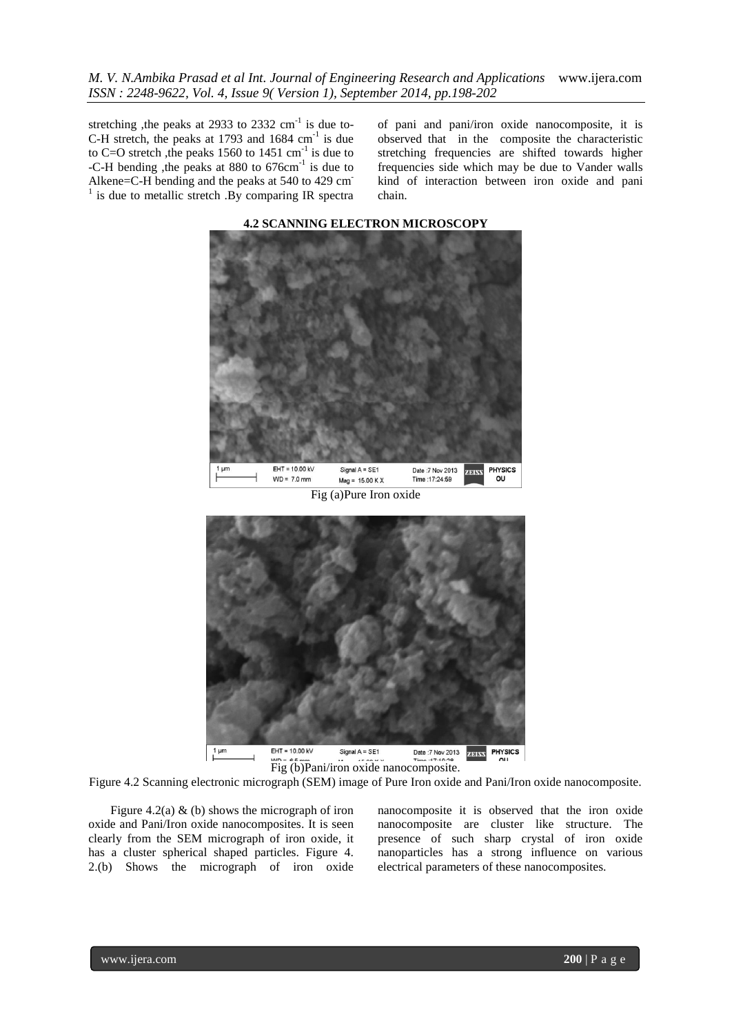stretching ,the peaks at 2933 to 2332 $cm^{-1}$ is due to-C-H stretch, the peaks at 1793 and 1684 $cm^{-1}$ is due to C=O stretch ,the peaks 1560 to 1451 $cm^{-1}$ is due to -C-H bending ,the peaks at 880 to 676$cm^{-1}$ is due to Alkene=C-H bending and the peaks at 540 to 429 $cm^{-1}$ is due to metallic stretch .By comparing IR spectra of pani and pani/iron oxide nanocomposite, it is observed that in the composite the characteristic stretching frequencies are shifted towards higher frequencies side which may be due to Vander walls kind of interaction between iron oxide and pani chain.

### 4.2 SCANNING ELECTRON MICROSCOPY

Fig (a)Pure Iron oxide

Fig (b)Pani/iron oxide nanocomposite.

Figure 4.2 Scanning electronic micrograph (SEM) image of Pure Iron oxide and Pani/Iron oxide nanocomposite.

Figure 4.2(a) & (b) shows the micrograph of iron oxide and Pani/Iron oxide nanocomposites. It is seen clearly from the SEM micrograph of iron oxide, it has a cluster spherical shaped particles. Figure 4. 2.(b) Shows the micrograph of iron oxide nanocomposite it is observed that the iron oxide nanocomposite are cluster like structure. The presence of such sharp crystal of iron oxide nanoparticles has a strong influence on various electrical parameters of these nanocomposites.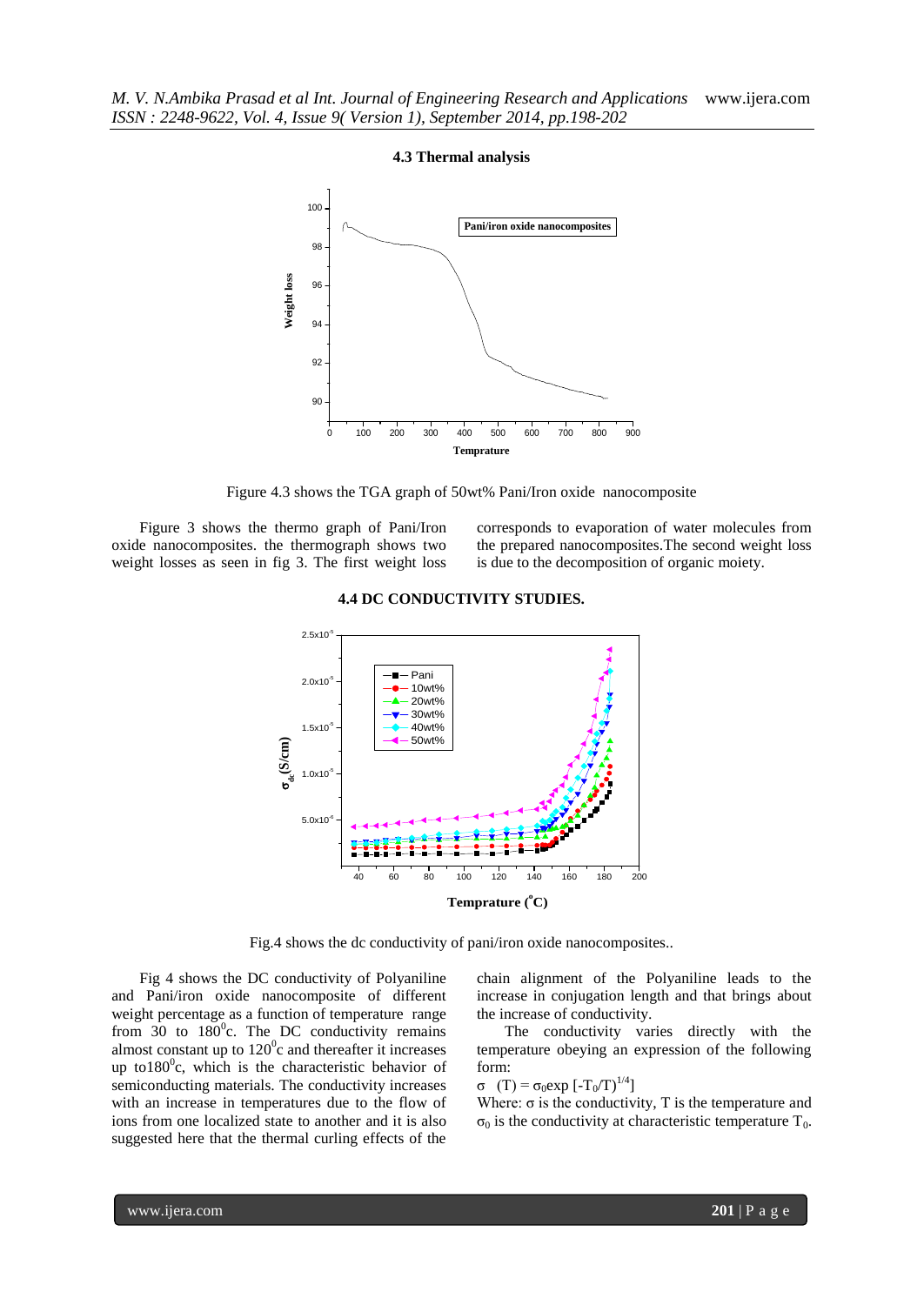### 4.3 Thermal analysis

Figure 4.3 shows the TGA graph of 50wt% Pani/Iron oxide nanocomposite

Figure 3 shows the thermo graph of Pani/Iron oxide nanocomposites. the thermograph shows two weight losses as seen in fig 3. The first weight loss corresponds to evaporation of water molecules from the prepared nanocomposites.The second weight loss is due to the decomposition of organic moiety.

### 4.4 DC CONDUCTIVITY STUDIES.

Fig.4 shows the dc conductivity of pani/iron oxide nanocomposites..

Fig 4 shows the DC conductivity of Polyaniline and Pani/iron oxide nanocomposite of different weight percentage as a function of temperature range from 30 to $180^0$c. The DC conductivity remains almost constant up to $120^0$c and thereafter it increases up to$180^0$c, which is the characteristic behavior of semiconducting materials. The conductivity increases with an increase in temperatures due to the flow of ions from one localized state to another and it is also suggested here that the thermal curling effects of the chain alignment of the Polyaniline leads to the increase in conjugation length and that brings about the increase of conductivity.

The conductivity varies directly with the temperature obeying an expression of the following form:

$\sigma \ (T) = \sigma_0 \exp [-T_0/T)^{1/4}]$

Where: $\sigma$ is the conductivity, T is the temperature and $\sigma_0$ is the conductivity at characteristic temperature $T_0$.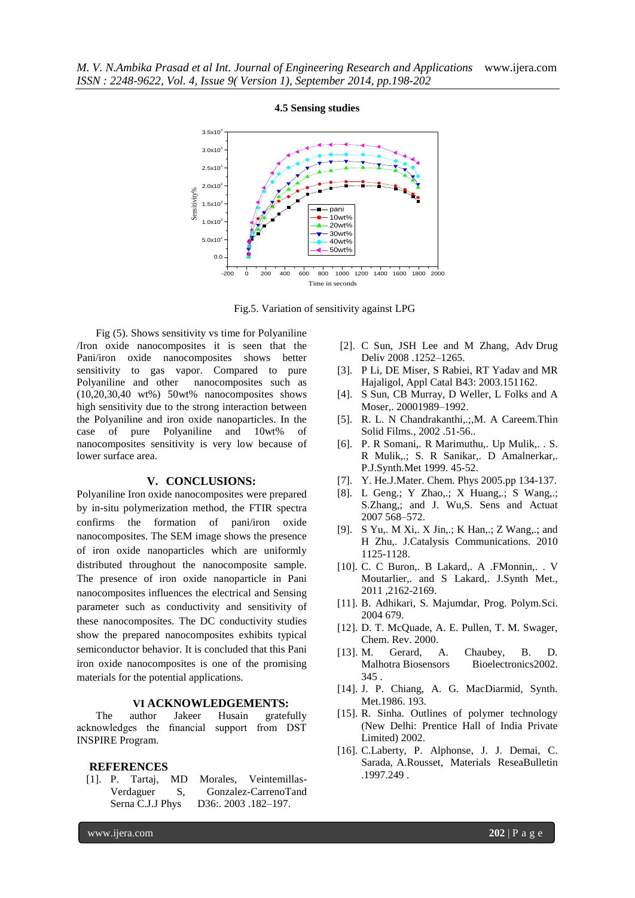### 4.5 Sensing studies

3.5x10³
3.0x10³
2.5x10³
2.0x10³
1.5x10³
1.0x10³
5.0x10²
0.0

Sensitivity%

-200 0 200 400 600 800 1000 1200 1400 1600 1800 2000

Time in seconds

pani
10wt%
20wt%
30wt%
40wt%
50wt%

Fig.5. Variation of sensitivity against LPG

Fig (5). Shows sensitivity vs time for Polyaniline /Iron oxide nanocomposites it is seen that the Pani/iron oxide nanocomposites shows better sensitivity to gas vapor. Compared to pure Polyaniline and other nanocomposites such as (10,20,30,40 wt%) 50wt% nanocomposites shows high sensitivity due to the strong interaction between the Polyaniline and iron oxide nanoparticles. In the case of pure Polyaniline and 10wt% of nanocomposites sensitivity is very low because of lower surface area.

## V. CONCLUSIONS:

Polyaniline Iron oxide nanocomposites were prepared by in-situ polymerization method, the FTIR spectra confirms the formation of pani/iron oxide nanocomposites. The SEM image shows the presence of iron oxide nanoparticles which are uniformly distributed throughout the nanocomposite sample. The presence of iron oxide nanoparticle in Pani nanocomposites influences the electrical and Sensing parameter such as conductivity and sensitivity of these nanocomposites. The DC conductivity studies show the prepared nanocomposites exhibits typical semiconductor behavior. It is concluded that this Pani iron oxide nanocomposites is one of the promising materials for the potential applications.

## VI ACKNOWLEDGEMENTS:

The author Jakeer Husain gratefully acknowledges the financial support from DST INSPIRE Program.

## REFERENCES

- [1]. P. Tartaj, MD Morales, Veintemillas-Verdaguer S, Gonzalez-CarrenoTand Serna C.J.J Phys D36:. 2003 .182–197.
- [2]. C Sun, JSH Lee and M Zhang, Adv Drug Deliv 2008 .1252–1265.
- [3]. P Li, DE Miser, S Rabiei, RT Yadav and MR Hajaligol, Appl Catal B43: 2003.151162.
- [4]. S Sun, CB Murray, D Weller, L Folks and A Moser,. 20001989–1992.
- [5]. R. L. N Chandrakanthi,.;,M. A Careem.Thin Solid Films., 2002 .51-56..
- [6]. P. R Somani,. R Marimuthu,. Up Mulik,. . S. R Mulik,.; S. R Sanikar,. D Amalnerkar,. P.J.Synth.Met 1999. 45-52.
- [7]. Y. He.J.Mater. Chem. Phys 2005.pp 134-137.
- [8]. L Geng.; Y Zhao,.; X Huang,.; S Wang,.; S.Zhang,; and J. Wu,S. Sens and Actuat 2007 568–572.
- [9]. S Yu,. M Xi,. X Jin,.; K Han,.; Z Wang,.; and H Zhu,. J.Catalysis Communications. 2010 1125-1128.
- [10]. C. C Buron,. B Lakard,. A .FMonnin,. . V Moutarlier,. and S Lakard,. J.Synth Met., 2011 ,2162-2169.
- [11]. B. Adhikari, S. Majumdar, Prog. Polym.Sci. 2004 679.
- [12]. D. T. McQuade, A. E. Pullen, T. M. Swager, Chem. Rev. 2000.
- [13]. M. Gerard, A. Chaubey, B. D. Malhotra Biosensors Bioelectronics2002. 345 .
- [14]. J. P. Chiang, A. G. MacDiarmid, Synth. Met.1986. 193.
- [15]. R. Sinha. Outlines of polymer technology (New Delhi: Prentice Hall of India Private Limited) 2002.
- [16]. C.Laberty, P. Alphonse, J. J. Demai, C. Sarada, A.Rousset, Materials ReseaBulletin .1997.249 .